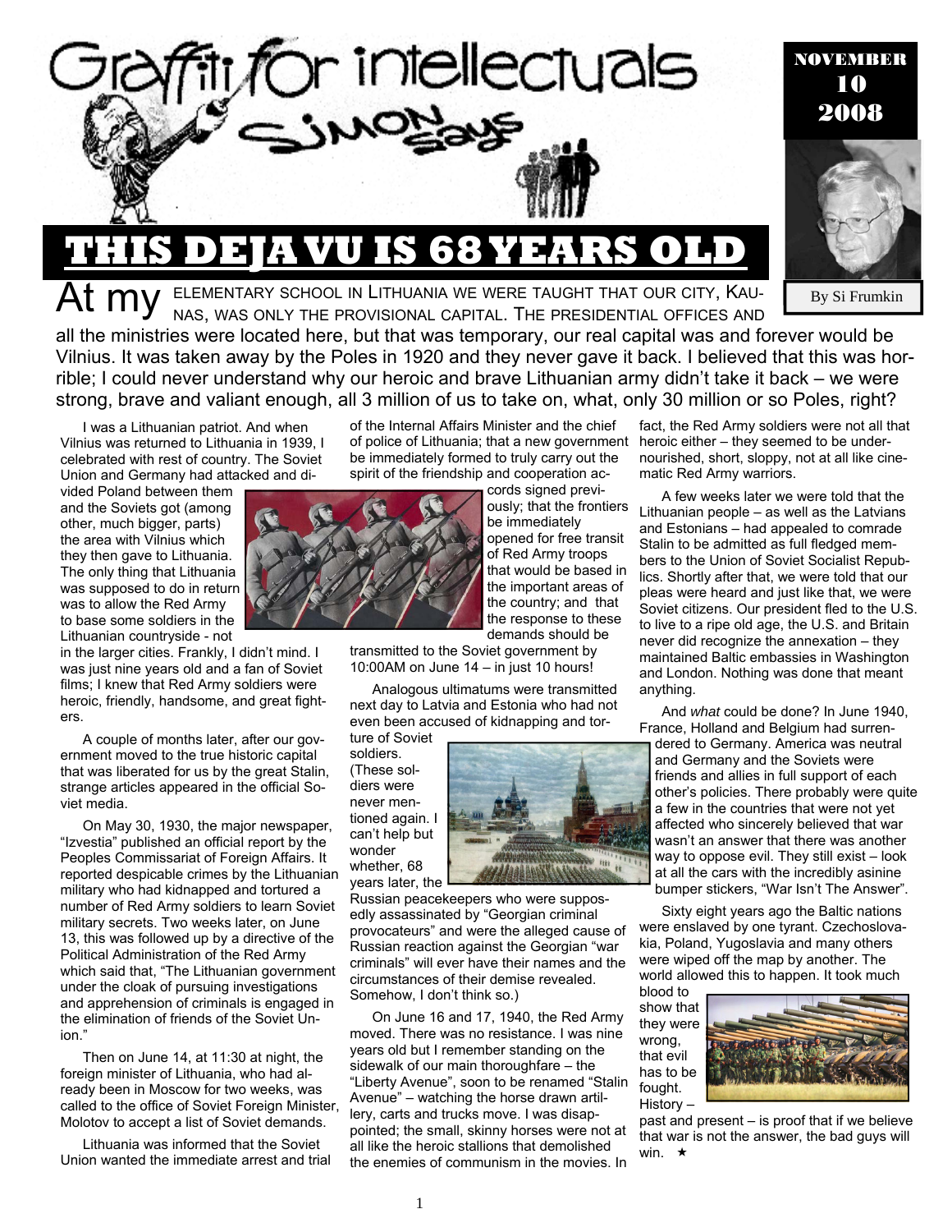# Graffiti for intellectuals

Simon Says

NOVEMBER 10 2008

By Si Frumkin

## THIS DEJA VU IS 68 YEARS OLD

At my ELEMENTARY SCHOOL IN LITHUANIA WE WERE TAUGHT THAT OUR CITY, KAUNAS, WAS ONLY THE PROVISIONAL CAPITAL. THE PRESIDENTIAL OFFICES AND all the ministries were located here, but that was temporary, our real capital was and forever would be Vilnius. It was taken away by the Poles in 1920 and they never gave it back. I believed that this was horrible; I could never understand why our heroic and brave Lithuanian army didn't take it back – we were strong, brave and valiant enough, all 3 million of us to take on, what, only 30 million or so Poles, right?

I was a Lithuanian patriot. And when Vilnius was returned to Lithuania in 1939, I celebrated with rest of country. The Soviet Union and Germany had attacked and divided Poland between them and the Soviets got (among other, much bigger, parts) the area with Vilnius which they then gave to Lithuania. The only thing that Lithuania was supposed to do in return was to allow the Red Army to base some soldiers in the Lithuanian countryside - not in the larger cities. Frankly, I didn't mind. I was just nine years old and a fan of Soviet films; I knew that Red Army soldiers were heroic, friendly, handsome, and great fighters.

A couple of months later, after our government moved to the true historic capital that was liberated for us by the great Stalin, strange articles appeared in the official Soviet media.

On May 30, 1930, the major newspaper, "Izvestia" published an official report by the Peoples Commissariat of Foreign Affairs. It reported despicable crimes by the Lithuanian military who had kidnapped and tortured a number of Red Army soldiers to learn Soviet military secrets. Two weeks later, on June 13, this was followed up by a directive of the Political Administration of the Red Army which said that, "The Lithuanian government under the cloak of pursuing investigations and apprehension of criminals is engaged in the elimination of friends of the Soviet Union."

Then on June 14, at 11:30 at night, the foreign minister of Lithuania, who had already been in Moscow for two weeks, was called to the office of Soviet Foreign Minister, Molotov to accept a list of Soviet demands.

Lithuania was informed that the Soviet Union wanted the immediate arrest and trial of the Internal Affairs Minister and the chief of police of Lithuania; that a new government be immediately formed to truly carry out the spirit of the friendship and cooperation accords signed previously; that the frontiers be immediately opened for free transit of Red Army troops that would be based in the important areas of the country; and that the response to these demands should be transmitted to the Soviet government by 10:00AM on June 14 – in just 10 hours!

Analogous ultimatums were transmitted next day to Latvia and Estonia who had not even been accused of kidnapping and torture of Soviet soldiers. (These soldiers were never mentioned again. I can't help but wonder whether, 68 years later, the Russian peacekeepers who were supposedly assassinated by "Georgian criminal provocateurs" and were the alleged cause of Russian reaction against the Georgian "war criminals" will ever have their names and the circumstances of their demise revealed. Somehow, I don't think so.)

On June 16 and 17, 1940, the Red Army moved. There was no resistance. I was nine years old but I remember standing on the sidewalk of our main thoroughfare – the "Liberty Avenue", soon to be renamed "Stalin Avenue" – watching the horse drawn artillery, carts and trucks move. I was disappointed; the small, skinny horses were not at all like the heroic stallions that demolished the enemies of communism in the movies. In fact, the Red Army soldiers were not all that heroic either – they seemed to be undernourished, short, sloppy, not at all like cinematic Red Army warriors.

A few weeks later we were told that the Lithuanian people – as well as the Latvians and Estonians – had appealed to comrade Stalin to be admitted as full fledged members to the Union of Soviet Socialist Republics. Shortly after that, we were told that our pleas were heard and just like that, we were Soviet citizens. Our president fled to the U.S. to live to a ripe old age, the U.S. and Britain never did recognize the annexation – they maintained Baltic embassies in Washington and London. Nothing was done that meant anything.

And *what* could be done? In June 1940, France, Holland and Belgium had surrendered to Germany. America was neutral and Germany and the Soviets were friends and allies in full support of each other's policies. There probably were quite a few in the countries that were not yet affected who sincerely believed that war wasn't an answer that there was another way to oppose evil. They still exist – look at all the cars with the incredibly asinine bumper stickers, "War Isn't The Answer".

Sixty eight years ago the Baltic nations were enslaved by one tyrant. Czechoslovakia, Poland, Yugoslavia and many others were wiped off the map by another. The world allowed this to happen. It took much blood to show that they were wrong, that evil has to be fought. History – past and present – is proof that if we believe that war is not the answer, the bad guys will win. ★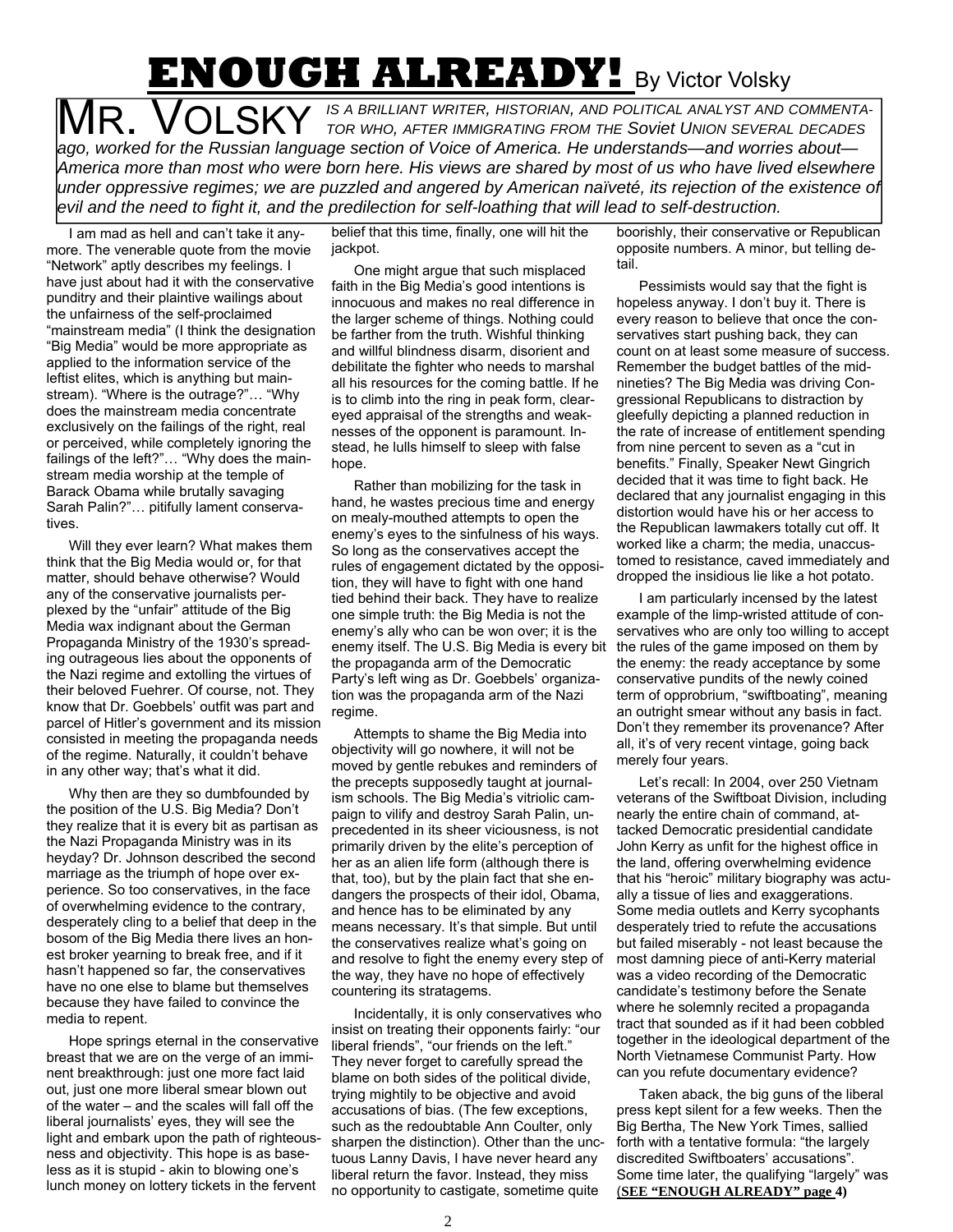# ENOUGH ALREADY! By Victor Volsky

*MR. VOLSKY IS A BRILLIANT WRITER, HISTORIAN, AND POLITICAL ANALYST AND COMMENTATOR WHO, AFTER IMMIGRATING FROM THE Soviet UNION SEVERAL DECADES ago, worked for the Russian language section of Voice of America. He understands—and worries about—America more than most who were born here. His views are shared by most of us who have lived elsewhere under oppressive regimes; we are puzzled and angered by American naïveté, its rejection of the existence of evil and the need to fight it, and the predilection for self-loathing that will lead to self-destruction.*

I am mad as hell and can't take it anymore. The venerable quote from the movie "Network" aptly describes my feelings. I have just about had it with the conservative punditry and their plaintive wailings about the unfairness of the self-proclaimed "mainstream media" (I think the designation "Big Media" would be more appropriate as applied to the information service of the leftist elites, which is anything but mainstream). "Where is the outrage?"… "Why does the mainstream media concentrate exclusively on the failings of the right, real or perceived, while completely ignoring the failings of the left?"… "Why does the mainstream media worship at the temple of Barack Obama while brutally savaging Sarah Palin?"… pitifully lament conservatives.

Will they ever learn? What makes them think that the Big Media would or, for that matter, should behave otherwise? Would any of the conservative journalists perplexed by the "unfair" attitude of the Big Media wax indignant about the German Propaganda Ministry of the 1930's spreading outrageous lies about the opponents of the Nazi regime and extolling the virtues of their beloved Fuehrer. Of course, not. They know that Dr. Goebbels' outfit was part and parcel of Hitler's government and its mission consisted in meeting the propaganda needs of the regime. Naturally, it couldn't behave in any other way; that's what it did.

Why then are they so dumbfounded by the position of the U.S. Big Media? Don't they realize that it is every bit as partisan as the Nazi Propaganda Ministry was in its heyday? Dr. Johnson described the second marriage as the triumph of hope over experience. So too conservatives, in the face of overwhelming evidence to the contrary, desperately cling to a belief that deep in the bosom of the Big Media there lives an honest broker yearning to break free, and if it hasn't happened so far, the conservatives have no one else to blame but themselves because they have failed to convince the media to repent.

Hope springs eternal in the conservative breast that we are on the verge of an imminent breakthrough: just one more fact laid out, just one more liberal smear blown out of the water – and the scales will fall off the liberal journalists' eyes, they will see the light and embark upon the path of righteousness and objectivity. This hope is as baseless as it is stupid - akin to blowing one's lunch money on lottery tickets in the fervent belief that this time, finally, one will hit the jackpot.

One might argue that such misplaced faith in the Big Media's good intentions is innocuous and makes no real difference in the larger scheme of things. Nothing could be farther from the truth. Wishful thinking and willful blindness disarm, disorient and debilitate the fighter who needs to marshal all his resources for the coming battle. If he is to climb into the ring in peak form, clear-eyed appraisal of the strengths and weaknesses of the opponent is paramount. Instead, he lulls himself to sleep with false hope.

Rather than mobilizing for the task in hand, he wastes precious time and energy on mealy-mouthed attempts to open the enemy's eyes to the sinfulness of his ways. So long as the conservatives accept the rules of engagement dictated by the opposition, they will have to fight with one hand tied behind their back. They have to realize one simple truth: the Big Media is not the enemy's ally who can be won over; it is the enemy itself. The U.S. Big Media is every bit the propaganda arm of the Democratic Party's left wing as Dr. Goebbels' organization was the propaganda arm of the Nazi regime.

Attempts to shame the Big Media into objectivity will go nowhere, it will not be moved by gentle rebukes and reminders of the precepts supposedly taught at journalism schools. The Big Media's vitriolic campaign to vilify and destroy Sarah Palin, unprecedented in its sheer viciousness, is not primarily driven by the elite's perception of her as an alien life form (although there is that, too), but by the plain fact that she endangers the prospects of their idol, Obama, and hence has to be eliminated by any means necessary. It's that simple. But until the conservatives realize what's going on and resolve to fight the enemy every step of the way, they have no hope of effectively countering its stratagems.

Incidentally, it is only conservatives who insist on treating their opponents fairly: "our liberal friends", "our friends on the left." They never forget to carefully spread the blame on both sides of the political divide, trying mightily to be objective and avoid accusations of bias. (The few exceptions, such as the redoubtable Ann Coulter, only sharpen the distinction). Other than the unctuous Lanny Davis, I have never heard any liberal return the favor. Instead, they miss no opportunity to castigate, sometime quite boorishly, their conservative or Republican opposite numbers. A minor, but telling detail.

Pessimists would say that the fight is hopeless anyway. I don't buy it. There is every reason to believe that once the conservatives start pushing back, they can count on at least some measure of success. Remember the budget battles of the mid-nineties? The Big Media was driving Congressional Republicans to distraction by gleefully depicting a planned reduction in the rate of increase of entitlement spending from nine percent to seven as a "cut in benefits." Finally, Speaker Newt Gingrich decided that it was time to fight back. He declared that any journalist engaging in this distortion would have his or her access to the Republican lawmakers totally cut off. It worked like a charm; the media, unaccustomed to resistance, caved immediately and dropped the insidious lie like a hot potato.

I am particularly incensed by the latest example of the limp-wristed attitude of conservatives who are only too willing to accept the rules of the game imposed on them by the enemy: the ready acceptance by some conservative pundits of the newly coined term of opprobrium, "swiftboating", meaning an outright smear without any basis in fact. Don't they remember its provenance? After all, it's of very recent vintage, going back merely four years.

Let's recall: In 2004, over 250 Vietnam veterans of the Swiftboat Division, including nearly the entire chain of command, attacked Democratic presidential candidate John Kerry as unfit for the highest office in the land, offering overwhelming evidence that his "heroic" military biography was actually a tissue of lies and exaggerations. Some media outlets and Kerry sycophants desperately tried to refute the accusations but failed miserably - not least because the most damning piece of anti-Kerry material was a video recording of the Democratic candidate's testimony before the Senate where he solemnly recited a propaganda tract that sounded as if it had been cobbled together in the ideological department of the North Vietnamese Communist Party. How can you refute documentary evidence?

Taken aback, the big guns of the liberal press kept silent for a few weeks. Then the Big Bertha, The New York Times, sallied forth with a tentative formula: "the largely discredited Swiftboaters' accusations". Some time later, the qualifying "largely" was (**SEE "ENOUGH ALREADY" page 4)**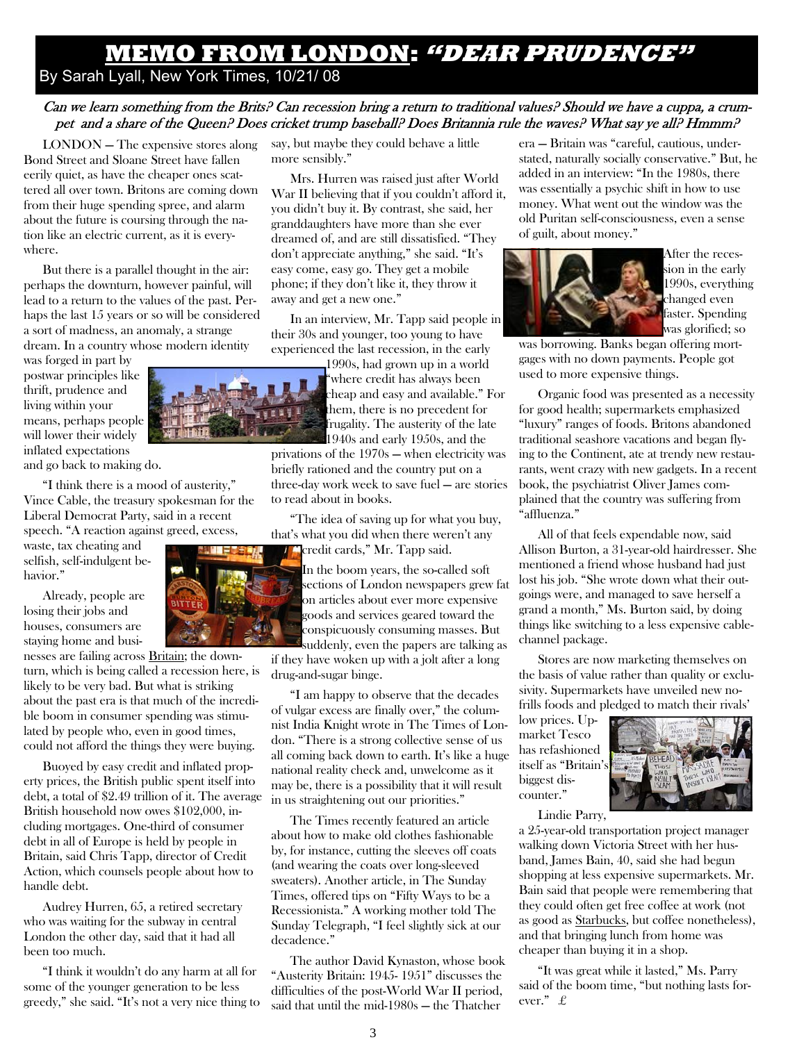# MEMO FROM LONDON: *"DEAR PRUDENCE"*

By Sarah Lyall, New York Times, 10/21/ 08

*Can we learn something from the Brits? Can recession bring a return to traditional values? Should we have a cuppa, a crumpet and a share of the Queen? Does cricket trump baseball? Does Britannia rule the waves? What say ye all? Hmmm?*

LONDON — The expensive stores along Bond Street and Sloane Street have fallen eerily quiet, as have the cheaper ones scattered all over town. Britons are coming down from their huge spending spree, and alarm about the future is coursing through the nation like an electric current, as it is everywhere.

But there is a parallel thought in the air: perhaps the downturn, however painful, will lead to a return to the values of the past. Perhaps the last 15 years or so will be considered a sort of madness, an anomaly, a strange dream. In a country whose modern identity was forged in part by postwar principles like thrift, prudence and living within your means, perhaps people will lower their widely inflated expectations and go back to making do.

"I think there is a mood of austerity," Vince Cable, the treasury spokesman for the Liberal Democrat Party, said in a recent speech. "A reaction against greed, excess, waste, tax cheating and selfish, self-indulgent behavior."

Already, people are losing their jobs and houses, consumers are staying home and businesses are failing across Britain; the downturn, which is being called a recession here, is likely to be very bad. But what is striking about the past era is that much of the incredible boom in consumer spending was stimulated by people who, even in good times, could not afford the things they were buying.

Buoyed by easy credit and inflated property prices, the British public spent itself into debt, a total of $2.49 trillion of it. The average British household now owes $102,000, including mortgages. One-third of consumer debt in all of Europe is held by people in Britain, said Chris Tapp, director of Credit Action, which counsels people about how to handle debt.

Audrey Hurren, 65, a retired secretary who was waiting for the subway in central London the other day, said that it had all been too much.

"I think it wouldn't do any harm at all for some of the younger generation to be less greedy," she said. "It's not a very nice thing to say, but maybe they could behave a little more sensibly."

Mrs. Hurren was raised just after World War II believing that if you couldn't afford it, you didn't buy it. By contrast, she said, her granddaughters have more than she ever dreamed of, and are still dissatisfied. "They don't appreciate anything," she said. "It's easy come, easy go. They get a mobile phone; if they don't like it, they throw it away and get a new one."

In an interview, Mr. Tapp said people in their 30s and younger, too young to have experienced the last recession, in the early 1990s, had grown up in a world "where credit has always been cheap and easy and available." For them, there is no precedent for frugality. The austerity of the late 1940s and early 1950s, and the privations of the 1970s — when electricity was briefly rationed and the country put on a three-day work week to save fuel — are stories to read about in books.

"The idea of saving up for what you buy, that's what you did when there weren't any credit cards," Mr. Tapp said.

In the boom years, the so-called soft sections of London newspapers grew fat on articles about ever more expensive goods and services geared toward the conspicuously consuming masses. But suddenly, even the papers are talking as if they have woken up with a jolt after a long drug-and-sugar binge.

"I am happy to observe that the decades of vulgar excess are finally over," the columnist India Knight wrote in The Times of London. "There is a strong collective sense of us all coming back down to earth. It's like a huge national reality check and, unwelcome as it may be, there is a possibility that it will result in us straightening out our priorities."

The Times recently featured an article about how to make old clothes fashionable by, for instance, cutting the sleeves off coats (and wearing the coats over long-sleeved sweaters). Another article, in The Sunday Times, offered tips on "Fifty Ways to be a Recessionista." A working mother told The Sunday Telegraph, "I feel slightly sick at our decadence."

The author David Kynaston, whose book "Austerity Britain: 1945- 1951" discusses the difficulties of the post-World War II period, said that until the mid-1980s — the Thatcher era — Britain was "careful, cautious, understated, naturally socially conservative." But, he added in an interview: "In the 1980s, there was essentially a psychic shift in how to use money. What went out the window was the old Puritan self-consciousness, even a sense of guilt, about money."

After the recession in the early 1990s, everything changed even faster. Spending was glorified; so was borrowing. Banks began offering mortgages with no down payments. People got used to more expensive things.

Organic food was presented as a necessity for good health; supermarkets emphasized "luxury" ranges of foods. Britons abandoned traditional seashore vacations and began flying to the Continent, ate at trendy new restaurants, went crazy with new gadgets. In a recent book, the psychiatrist Oliver James complained that the country was suffering from "affluenza."

All of that feels expendable now, said Allison Burton, a 31-year-old hairdresser. She mentioned a friend whose husband had just lost his job. "She wrote down what their outgoings were, and managed to save herself a grand a month," Ms. Burton said, by doing things like switching to a less expensive cable-channel package.

Stores are now marketing themselves on the basis of value rather than quality or exclusivity. Supermarkets have unveiled new no-frills foods and pledged to match their rivals' low prices. Upmarket Tesco has refashioned itself as "Britain's biggest discounter."

Lindie Parry, a 25-year-old transportation project manager walking down Victoria Street with her husband, James Bain, 40, said she had begun shopping at less expensive supermarkets. Mr. Bain said that people were remembering that they could often get free coffee at work (not as good as Starbucks, but coffee nonetheless), and that bringing lunch from home was cheaper than buying it in a shop.

"It was great while it lasted," Ms. Parry said of the boom time, "but nothing lasts forever." £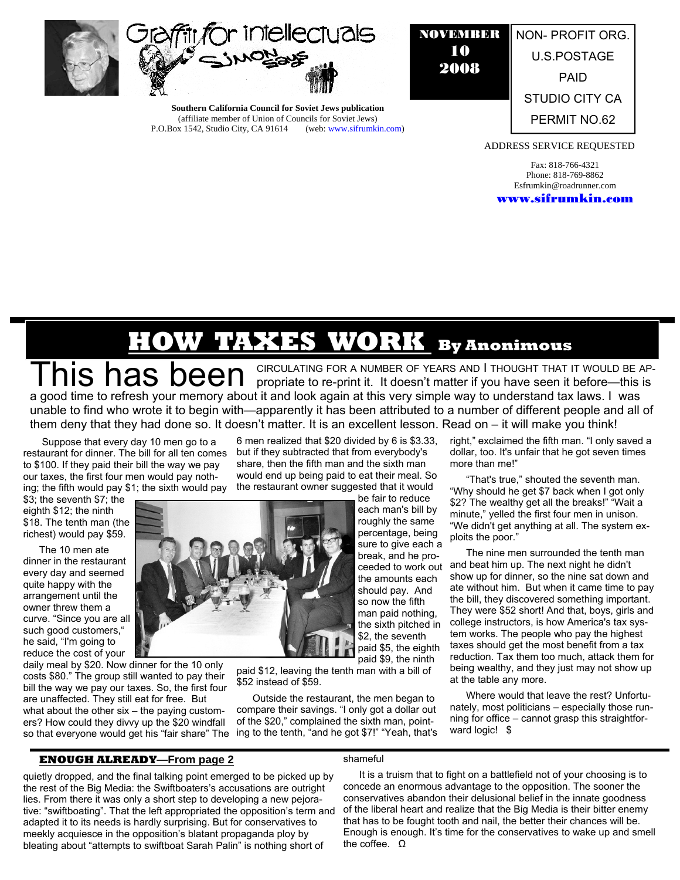# Graffiti for intellectuals — Simon Says

**Southern California Council for Soviet Jews publication**
(affiliate member of Union of Councils for Soviet Jews)
P.O.Box 1542, Studio City, CA 91614 (web: www.sifrumkin.com)

**NOVEMBER 10 2008**

NON- PROFIT ORG.
U.S.POSTAGE
PAID
STUDIO CITY CA
PERMIT NO.62

ADDRESS SERVICE REQUESTED

Fax: 818-766-4321
Phone: 818-769-8862
Esfrumkin@roadrunner.com
**www.sifrumkin.com**

## HOW TAXES WORK By Anonimous

This has been CIRCULATING FOR A NUMBER OF YEARS AND I THOUGHT THAT IT WOULD BE APpropriate to re-print it. It doesn't matter if you have seen it before—this is a good time to refresh your memory about it and look again at this very simple way to understand tax laws. I was unable to find who wrote it to begin with—apparently it has been attributed to a number of different people and all of them deny that they had done so. It doesn't matter. It is an excellent lesson. Read on – it will make you think!

Suppose that every day 10 men go to a restaurant for dinner. The bill for all ten comes to $100. If they paid their bill the way we pay our taxes, the first four men would pay nothing; the fifth would pay $1; the sixth would pay $3; the seventh $7; the eighth $12; the ninth $18. The tenth man (the richest) would pay $59.

The 10 men ate dinner in the restaurant every day and seemed quite happy with the arrangement until the owner threw them a curve. "Since you are all such good customers," he said, "I'm going to reduce the cost of your daily meal by $20. Now dinner for the 10 only costs $80." The group still wanted to pay their bill the way we pay our taxes. So, the first four are unaffected. They still eat for free. But what about the other six – the paying customers? How could they divvy up the $20 windfall so that everyone would get his "fair share" The 6 men realized that $20 divided by 6 is $3.33, but if they subtracted that from everybody's share, then the fifth man and the sixth man would end up being paid to eat their meal. So the restaurant owner suggested that it would be fair to reduce each man's bill by roughly the same percentage, being sure to give each a break, and he proceeded to work out the amounts each should pay. And so now the fifth man paid nothing, the sixth pitched in $2, the seventh paid $5, the eighth paid $12, the ninth paid $9, the ninth paid $12, leaving the tenth man with a bill of $52 instead of $59.

Outside the restaurant, the men began to compare their savings. "I only got a dollar out of the $20," complained the sixth man, pointing to the tenth, "and he got $7!" "Yeah, that's right," exclaimed the fifth man. "I only saved a dollar, too. It's unfair that he got seven times more than me!"

"That's true," shouted the seventh man. "Why should he get $7 back when I got only $2? The wealthy get all the breaks!" "Wait a minute," yelled the first four men in unison. "We didn't get anything at all. The system exploits the poor."

The nine men surrounded the tenth man and beat him up. The next night he didn't show up for dinner, so the nine sat down and ate without him. But when it came time to pay the bill, they discovered something important. They were $52 short! And that, boys, girls and college instructors, is how America's tax system works. The people who pay the highest taxes should get the most benefit from a tax reduction. Tax them too much, attack them for being wealthy, and they just may not show up at the table any more.

Where would that leave the rest? Unfortunately, most politicians – especially those running for office – cannot grasp this straightforward logic! $

## ENOUGH ALREADY—From page 2

quietly dropped, and the final talking point emerged to be picked up by the rest of the Big Media: the Swiftboaters's accusations are outright lies. From there it was only a short step to developing a new pejorative: "swiftboating". That the left appropriated the opposition's term and adapted it to its needs is hardly surprising. But for conservatives to meekly acquiesce in the opposition's blatant propaganda ploy by bleating about "attempts to swiftboat Sarah Palin" is nothing short of shameful

It is a truism that to fight on a battlefield not of your choosing is to concede an enormous advantage to the opposition. The sooner the conservatives abandon their delusional belief in the innate goodness of the liberal heart and realize that the Big Media is their bitter enemy that has to be fought tooth and nail, the better their chances will be. Enough is enough. It's time for the conservatives to wake up and smell the coffee. Ω